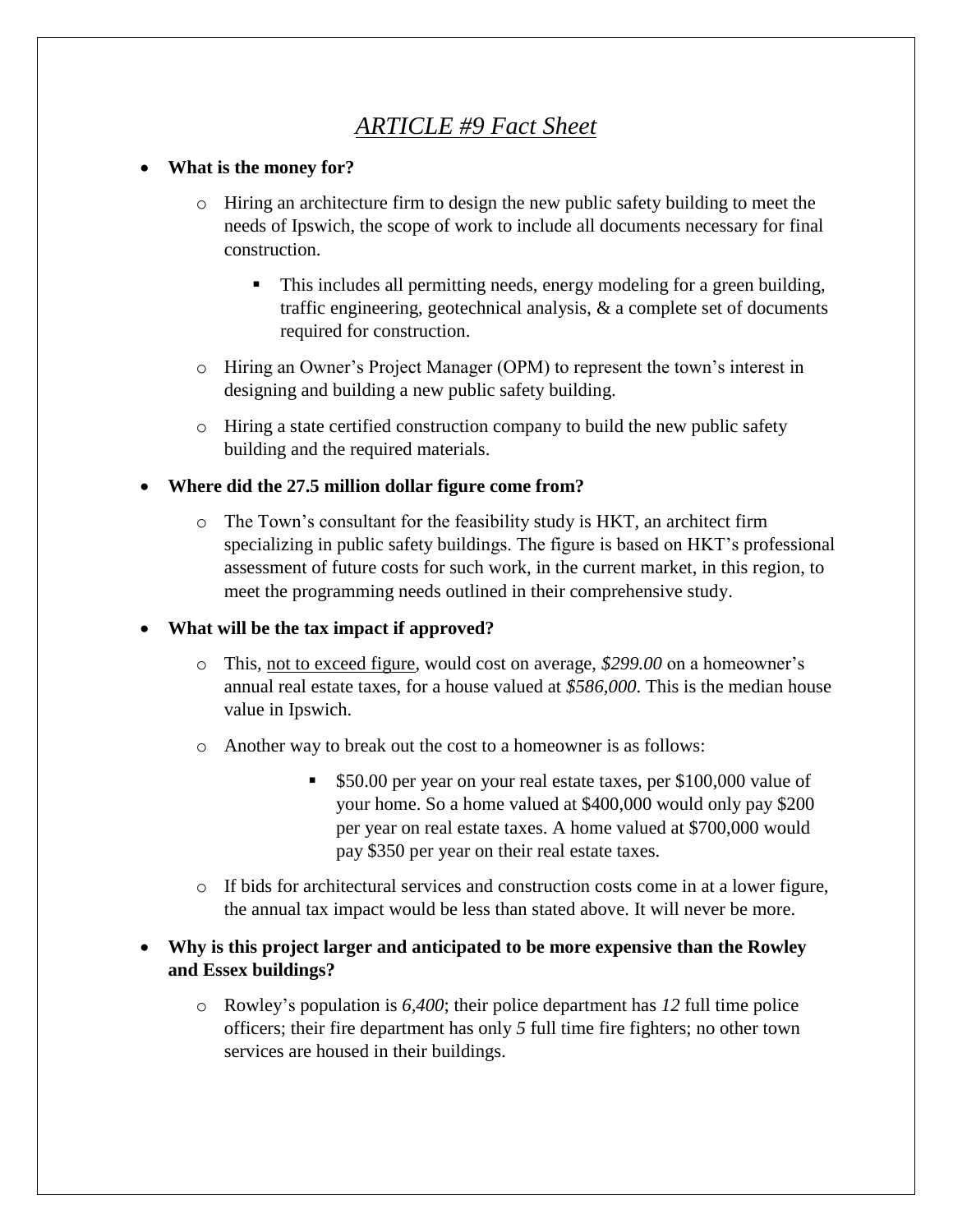# *ARTICLE #9 Fact Sheet*

- **What is the money for?**
  - Hiring an architecture firm to design the new public safety building to meet the needs of Ipswich, the scope of work to include all documents necessary for final construction.
    - This includes all permitting needs, energy modeling for a green building, traffic engineering, geotechnical analysis, & a complete set of documents required for construction.
  - Hiring an Owner's Project Manager (OPM) to represent the town's interest in designing and building a new public safety building.
  - Hiring a state certified construction company to build the new public safety building and the required materials.

- **Where did the 27.5 million dollar figure come from?**
  - The Town's consultant for the feasibility study is HKT, an architect firm specializing in public safety buildings. The figure is based on HKT's professional assessment of future costs for such work, in the current market, in this region, to meet the programming needs outlined in their comprehensive study.

- **What will be the tax impact if approved?**
  - This, <u>not to exceed figure</u>, would cost on average, *$299.00* on a homeowner's annual real estate taxes, for a house valued at *$586,000*. This is the median house value in Ipswich.
  - Another way to break out the cost to a homeowner is as follows:
    - $50.00 per year on your real estate taxes, per $100,000 value of your home. So a home valued at $400,000 would only pay $200 per year on real estate taxes. A home valued at $700,000 would pay $350 per year on their real estate taxes.
  - If bids for architectural services and construction costs come in at a lower figure, the annual tax impact would be less than stated above. It will never be more.

- **Why is this project larger and anticipated to be more expensive than the Rowley and Essex buildings?**
  - Rowley's population is *6,400*; their police department has *12* full time police officers; their fire department has only *5* full time fire fighters; no other town services are housed in their buildings.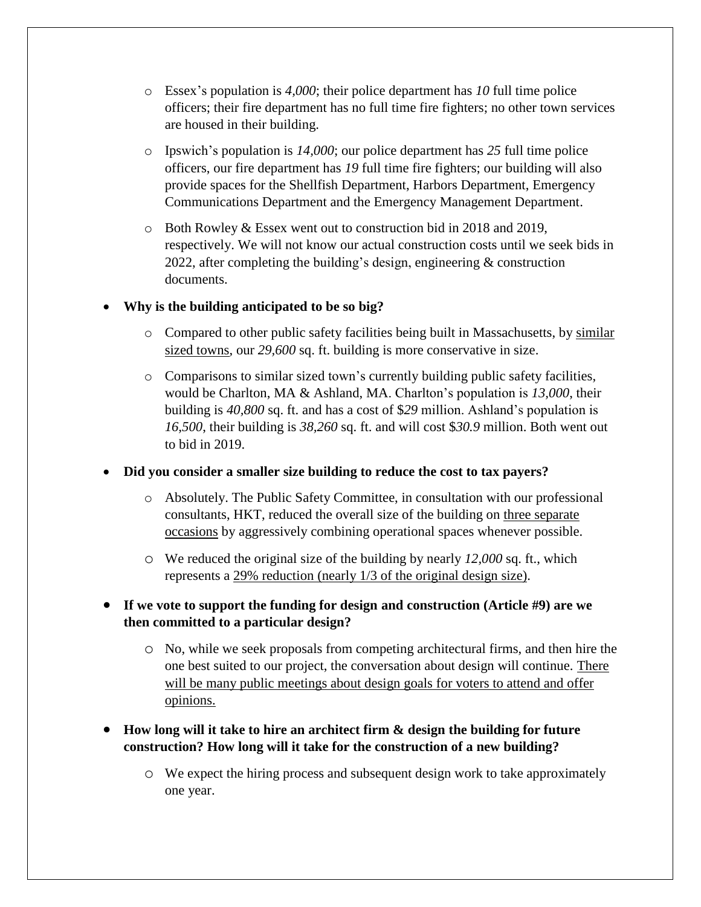- Essex's population is *4,000*; their police department has *10* full time police officers; their fire department has no full time fire fighters; no other town services are housed in their building.
  - Ipswich's population is *14,000*; our police department has *25* full time police officers, our fire department has *19* full time fire fighters; our building will also provide spaces for the Shellfish Department, Harbors Department, Emergency Communications Department and the Emergency Management Department.
  - Both Rowley & Essex went out to construction bid in 2018 and 2019, respectively. We will not know our actual construction costs until we seek bids in 2022, after completing the building's design, engineering & construction documents.

- **Why is the building anticipated to be so big?**
  - Compared to other public safety facilities being built in Massachusetts, by <u>similar sized towns</u>, our *29,600* sq. ft. building is more conservative in size.
  - Comparisons to similar sized town's currently building public safety facilities, would be Charlton, MA & Ashland, MA. Charlton's population is *13,000*, their building is *40,800* sq. ft. and has a cost of $*29* million. Ashland's population is *16,500*, their building is *38,260* sq. ft. and will cost $*30.9* million. Both went out to bid in 2019.

- **Did you consider a smaller size building to reduce the cost to tax payers?**
  - Absolutely. The Public Safety Committee, in consultation with our professional consultants, HKT, reduced the overall size of the building on <u>three separate occasions</u> by aggressively combining operational spaces whenever possible.
  - We reduced the original size of the building by nearly *12,000* sq. ft., which represents a <u>29% reduction (nearly 1/3 of the original design size)</u>.

- **If we vote to support the funding for design and construction (Article #9) are we then committed to a particular design?**
  - No, while we seek proposals from competing architectural firms, and then hire the one best suited to our project, the conversation about design will continue. <u>There will be many public meetings about design goals for voters to attend and offer opinions.</u>

- **How long will it take to hire an architect firm & design the building for future construction? How long will it take for the construction of a new building?**
  - We expect the hiring process and subsequent design work to take approximately one year.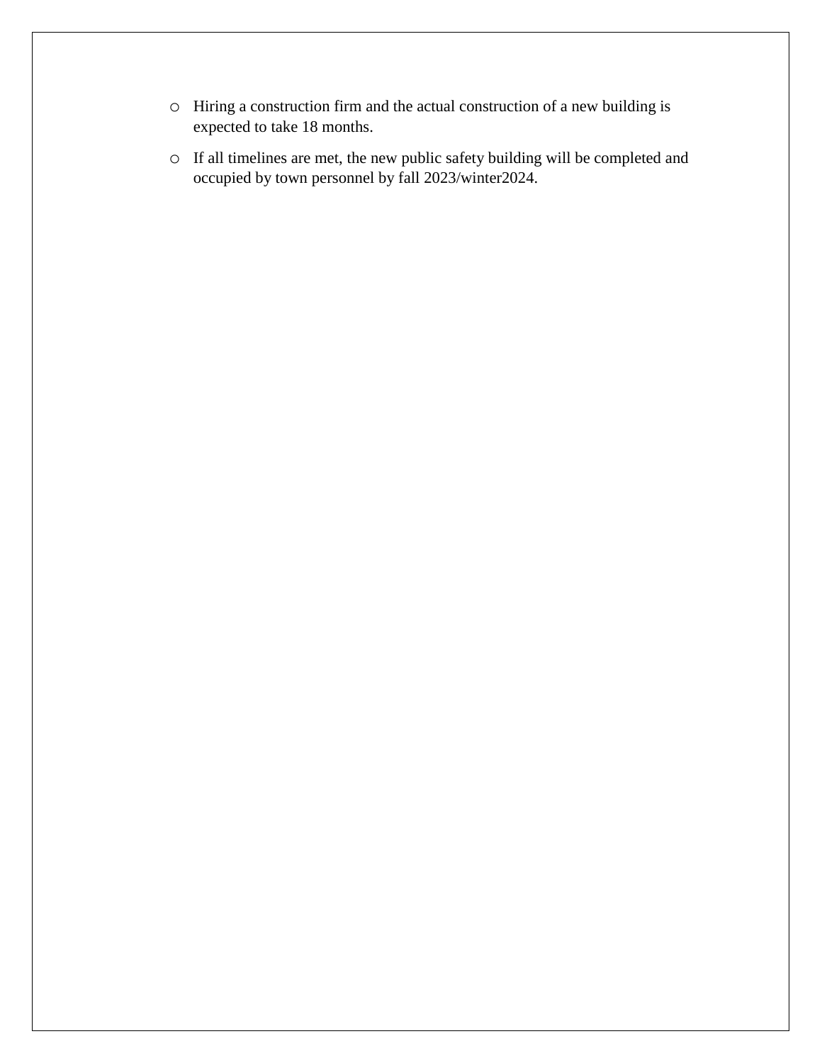- Hiring a construction firm and the actual construction of a new building is expected to take 18 months.
- If all timelines are met, the new public safety building will be completed and occupied by town personnel by fall 2023/winter2024.